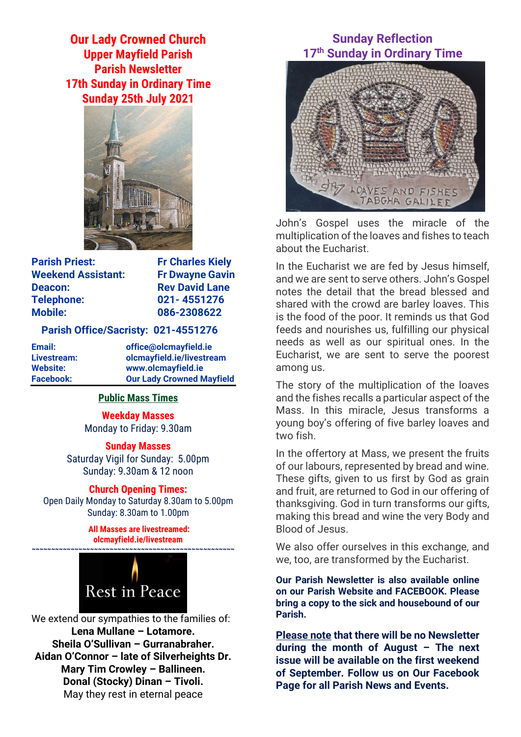# Our Lady Crowned Church
## Upper Mayfield Parish
## Parish Newsletter
## 17th Sunday in Ordinary Time
## Sunday 25th July 2021

| | |
|---|---|
| **Parish Priest:** | **Fr Charles Kiely** |
| **Weekend Assistant:** | **Fr Dwayne Gavin** |
| **Deacon:** | **Rev David Lane** |
| **Telephone:** | **021- 4551276** |
| **Mobile:** | **086-2308622** |

**Parish Office/Sacristy: 021-4551276**

| | |
|---|---|
| **Email:** | **office@olcmayfield.ie** |
| **Livestream:** | **olcmayfield.ie/livestream** |
| **Website:** | **www.olcmayfield.ie** |
| **Facebook:** | **Our Lady Crowned Mayfield** |

### Public Mass Times

**Weekday Masses**

Monday to Friday: 9.30am

**Sunday Masses**

Saturday Vigil for Sunday: 5.00pm

Sunday: 9.30am & 12 noon

**Church Opening Times:**

Open Daily Monday to Saturday 8.30am to 5.00pm

Sunday: 8.30am to 1.00pm

**All Masses are livestreamed: olcmayfield.ie/livestream**

~~~~~~~~~~~~~~~~~~~~~~~~~~~~~~~~~~~~~~~~~~~~~~~~

Rest in Peace

We extend our sympathies to the families of:

**Lena Mullane – Lotamore.**
**Sheila O'Sullivan – Gurranabraher.**
**Aidan O'Connor – late of Silverheights Dr.**
**Mary Tim Crowley – Ballineen.**
**Donal (Stocky) Dinan – Tivoli.**

May they rest in eternal peace

## Sunday Reflection
## 17th Sunday in Ordinary Time

LOAVES AND FISHES TABGHA GALILEE

John's Gospel uses the miracle of the multiplication of the loaves and fishes to teach about the Eucharist.

In the Eucharist we are fed by Jesus himself, and we are sent to serve others. John's Gospel notes the detail that the bread blessed and shared with the crowd are barley loaves. This is the food of the poor. It reminds us that God feeds and nourishes us, fulfilling our physical needs as well as our spiritual ones. In the Eucharist, we are sent to serve the poorest among us.

The story of the multiplication of the loaves and the fishes recalls a particular aspect of the Mass. In this miracle, Jesus transforms a young boy's offering of five barley loaves and two fish.

In the offertory at Mass, we present the fruits of our labours, represented by bread and wine. These gifts, given to us first by God as grain and fruit, are returned to God in our offering of thanksgiving. God in turn transforms our gifts, making this bread and wine the very Body and Blood of Jesus.

We also offer ourselves in this exchange, and we, too, are transformed by the Eucharist.

**Our Parish Newsletter is also available online on our Parish Website and FACEBOOK. Please bring a copy to the sick and housebound of our Parish.**

**<u>Please note</u> that there will be no Newsletter during the month of August – The next issue will be available on the first weekend of September. Follow us on Our Facebook Page for all Parish News and Events.**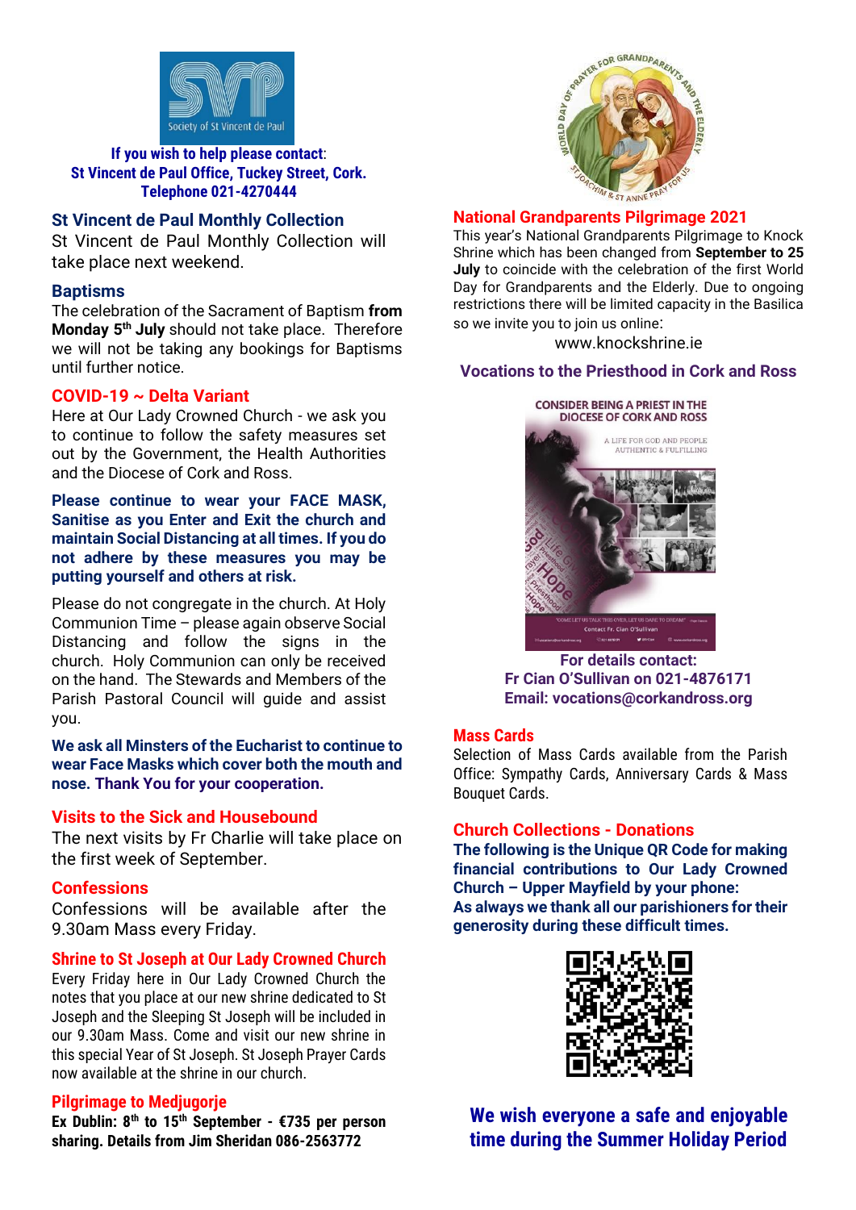**If you wish to help please contact**:
**St Vincent de Paul Office, Tuckey Street, Cork.**
**Telephone 021-4270444**

## St Vincent de Paul Monthly Collection

St Vincent de Paul Monthly Collection will take place next weekend.

## Baptisms

The celebration of the Sacrament of Baptism **from Monday 5th July** should not take place. Therefore we will not be taking any bookings for Baptisms until further notice.

## COVID-19 ~ Delta Variant

Here at Our Lady Crowned Church - we ask you to continue to follow the safety measures set out by the Government, the Health Authorities and the Diocese of Cork and Ross.

**Please continue to wear your FACE MASK, Sanitise as you Enter and Exit the church and maintain Social Distancing at all times. If you do not adhere by these measures you may be putting yourself and others at risk.**

Please do not congregate in the church. At Holy Communion Time – please again observe Social Distancing and follow the signs in the church. Holy Communion can only be received on the hand. The Stewards and Members of the Parish Pastoral Council will guide and assist you.

**We ask all Minsters of the Eucharist to continue to wear Face Masks which cover both the mouth and nose. Thank You for your cooperation.**

## Visits to the Sick and Housebound

The next visits by Fr Charlie will take place on the first week of September.

## Confessions

Confessions will be available after the 9.30am Mass every Friday.

## Shrine to St Joseph at Our Lady Crowned Church

Every Friday here in Our Lady Crowned Church the notes that you place at our new shrine dedicated to St Joseph and the Sleeping St Joseph will be included in our 9.30am Mass. Come and visit our new shrine in this special Year of St Joseph. St Joseph Prayer Cards now available at the shrine in our church.

## Pilgrimage to Medjugorje

**Ex Dublin: 8th to 15th September - €735 per person sharing. Details from Jim Sheridan 086-2563772**

## National Grandparents Pilgrimage 2021

This year's National Grandparents Pilgrimage to Knock Shrine which has been changed from **September to 25 July** to coincide with the celebration of the first World Day for Grandparents and the Elderly. Due to ongoing restrictions there will be limited capacity in the Basilica so we invite you to join us online:

www.knockshrine.ie

## Vocations to the Priesthood in Cork and Ross

**For details contact:**
**Fr Cian O'Sullivan on 021-4876171**
**Email: vocations@corkandross.org**

## Mass Cards

Selection of Mass Cards available from the Parish Office: Sympathy Cards, Anniversary Cards & Mass Bouquet Cards.

## Church Collections - Donations

**The following is the Unique QR Code for making financial contributions to Our Lady Crowned Church – Upper Mayfield by your phone:**
**As always we thank all our parishioners for their generosity during these difficult times.**

**We wish everyone a safe and enjoyable time during the Summer Holiday Period**